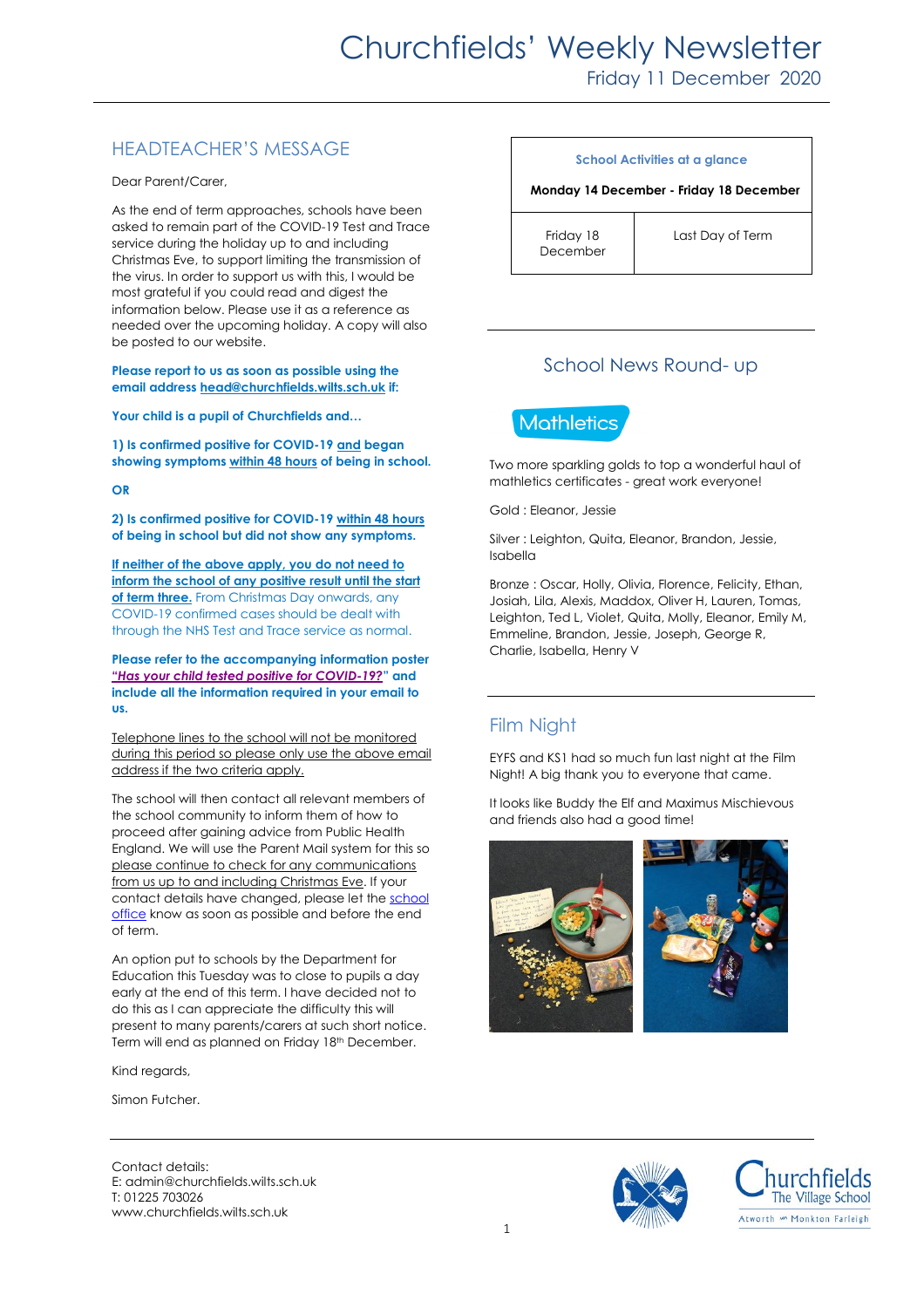# Churchfields' Weekly Newsletter

Friday 11 December 2020

## HEADTEACHER'S MESSAGE

Dear Parent/Carer,

As the end of term approaches, schools have been asked to remain part of the COVID-19 Test and Trace service during the holiday up to and including Christmas Eve, to support limiting the transmission of the virus. In order to support us with this, I would be most grateful if you could read and digest the information below. Please use it as a reference as needed over the upcoming holiday. A copy will also be posted to our website.

**Please report to us as soon as possible using the email address head@churchfields.wilts.sch.uk if:**

**Your child is a pupil of Churchfields and…**

**1) Is confirmed positive for COVID-19 and began showing symptoms within 48 hours of being in school.**

**OR**

**2) Is confirmed positive for COVID-19 within 48 hours of being in school but did not show any symptoms.**

**If neither of the above apply, you do not need to inform the school of any positive result until the start of term three.** From Christmas Day onwards, any COVID-19 confirmed cases should be dealt with through the NHS Test and Trace service as normal.

**Please refer to the accompanying information poster "*Has your child tested positive for COVID-19?*" and include all the information required in your email to us.**

Telephone lines to the school will not be monitored during this period so please only use the above email address if the two criteria apply.

The school will then contact all relevant members of the school community to inform them of how to proceed after gaining advice from Public Health England. We will use the Parent Mail system for this so please continue to check for any communications from us up to and including Christmas Eve. If your contact details have changed, please let the school office know as soon as possible and before the end of term.

An option put to schools by the Department for Education this Tuesday was to close to pupils a day early at the end of this term. I have decided not to do this as I can appreciate the difficulty this will present to many parents/carers at such short notice. Term will end as planned on Friday 18th December.

Kind regards,

Simon Futcher.

| School Activities at a glance | |
|---|---|
| **Monday 14 December - Friday 18 December** | |
| Friday 18 December | Last Day of Term |

## School News Round- up

### Mathletics

Two more sparkling golds to top a wonderful haul of mathletics certificates - great work everyone!

Gold : Eleanor, Jessie

Silver : Leighton, Quita, Eleanor, Brandon, Jessie, Isabella

Bronze : Oscar, Holly, Olivia, Florence, Felicity, Ethan, Josiah, Lila, Alexis, Maddox, Oliver H, Lauren, Tomas, Leighton, Ted L, Violet, Quita, Molly, Eleanor, Emily M, Emmeline, Brandon, Jessie, Joseph, George R, Charlie, Isabella, Henry V

## Film Night

EYFS and KS1 had so much fun last night at the Film Night! A big thank you to everyone that came.

It looks like Buddy the Elf and Maximus Mischievous and friends also had a good time!

Contact details:
E: admin@churchfields.wilts.sch.uk
T: 01225 703026
www.churchfields.wilts.sch.uk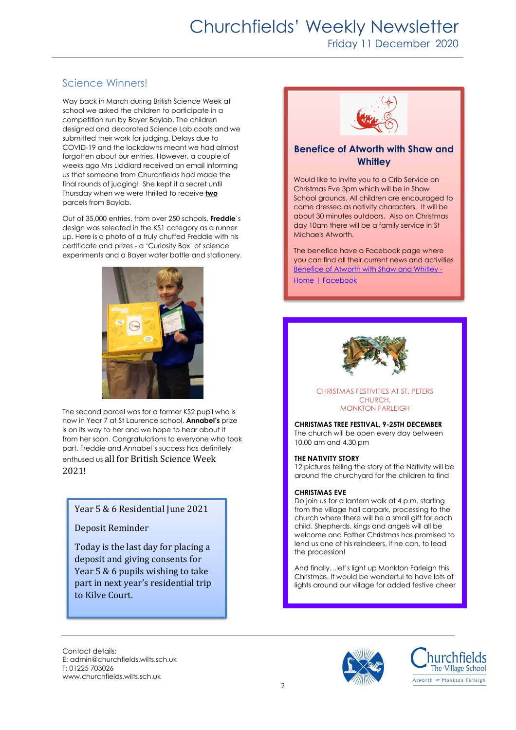## Science Winners!

Way back in March during British Science Week at school we asked the children to participate in a competition run by Bayer Baylab. The children designed and decorated Science Lab coats and we submitted their work for judging. Delays due to COVID-19 and the lockdowns meant we had almost forgotten about our entries. However, a couple of weeks ago Mrs Liddiard received an email informing us that someone from Churchfields had made the final rounds of judging! She kept it a secret until Thursday when we were thrilled to receive **two** parcels from Baylab.

Out of 35,000 entries, from over 250 schools, **Freddie**'s design was selected in the KS1 category as a runner up. Here is a photo of a truly chuffed Freddie with his certificate and prizes - a 'Curiosity Box' of science experiments and a Bayer water bottle and stationery.

The second parcel was for a former KS2 pupil who is now in Year 7 at St Laurence school. **Annabel's** prize is on its way to her and we hope to hear about it from her soon. Congratulations to everyone who took part. Freddie and Annabel's success has definitely enthused us all for British Science Week 2021!

Year 5 & 6 Residential June 2021

Deposit Reminder

Today is the last day for placing a deposit and giving consents for Year 5 & 6 pupils wishing to take part in next year's residential trip to Kilve Court.

### Benefice of Atworth with Shaw and Whitley

Would like to invite you to a Crib Service on Christmas Eve 3pm which will be in Shaw School grounds. All children are encouraged to come dressed as nativity characters. It will be about 30 minutes outdoors. Also on Christmas day 10am there will be a family service in St Michaels Atworth.

The benefice have a Facebook page where you can find all their current news and activities [Benefice of Atworth with Shaw and Whitley - Home | Facebook]

CHRISTMAS FESTIVITIES AT ST. PETERS CHURCH, MONKTON FARLEIGH

**CHRISTMAS TREE FESTIVAL, 9-25TH DECEMBER**
The church will be open every day between 10.00 am and 4.30 pm

**THE NATIVITY STORY**
12 pictures telling the story of the Nativity will be around the churchyard for the children to find

**CHRISTMAS EVE**
Do join us for a lantern walk at 4 p.m. starting from the village hall carpark, processing to the church where there will be a small gift for each child. Shepherds, kings and angels will all be welcome and Father Christmas has promised to lend us one of his reindeers, if he can, to lead the procession!

And finally…let's light up Monkton Farleigh this Christmas. It would be wonderful to have lots of lights around our village for added festive cheer

Contact details:
E: admin@churchfields.wilts.sch.uk
T: 01225 703026
www.churchfields.wilts.sch.uk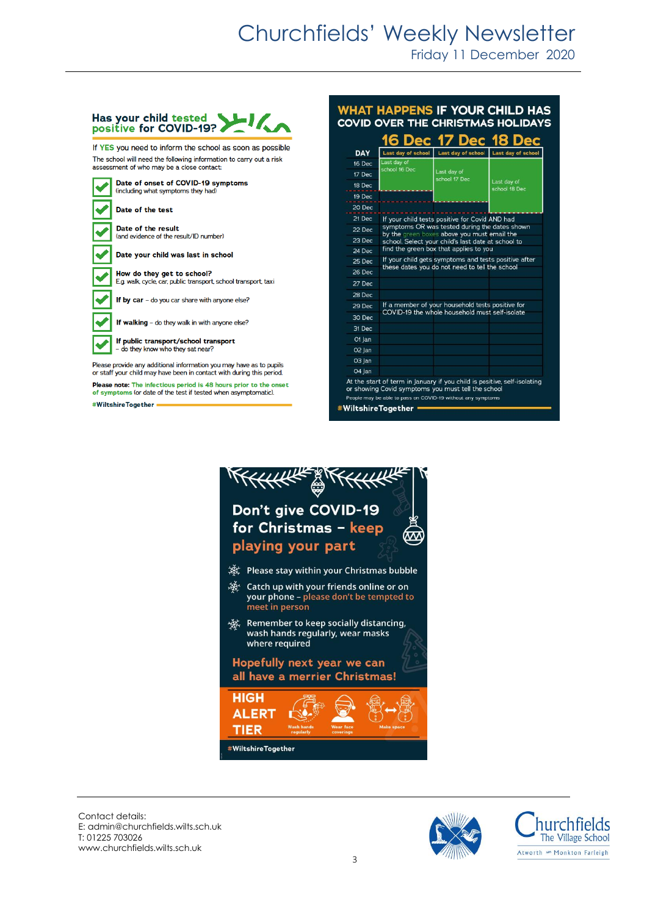## Has your child tested positive for COVID-19?

If **YES** you need to inform the school as soon as possible

The school will need the following information to carry out a risk assessment of who may be a close contact:

- **Date of onset of COVID-19 symptoms** (including what symptoms they had)
- **Date of the test**
- **Date of the result** (and evidence of the result/ID number)
- **Date your child was last in school**
- **How do they get to school?** E.g. walk, cycle, car, public transport, school transport, taxi
- **If by car** – do you car share with anyone else?
- **If walking** – do they walk in with anyone else?
- **If public transport/school transport** – do they know who they sat near?

Please provide any additional information you may have as to pupils or staff your child may have been in contact with during this period.

**Please note:** The infectious period is 48 hours prior to the onset of symptoms (or date of the test if tested when asymptomatic).

#WiltshireTogether

## WHAT HAPPENS IF YOUR CHILD HAS COVID OVER THE CHRISTMAS HOLIDAYS

| DAY | 16 Dec – Last day of school | 17 Dec – Last day of school | 18 Dec – Last day of school |
|---|---|---|---|
| 16 Dec | Last day of school 16 Dec | | |
| 17 Dec | | Last day of school 17 Dec | |
| 18 Dec | | | Last day of school 18 Dec |
| 19 Dec | | | |
| 20 Dec | | | |

If your child tests positive for Covid AND had symptoms OR was tested during the dates shown by the green boxes above you must email the school. Select your child's last date at school to find the green box that applies to you.

If your child gets symptoms and tests positive after these dates you do not need to tel the school

(21 Dec – 04 Jan)

If a member of your household tests positive for COVID-19 the whole household must self-isolate

At the start of term in January if you child is positive, self-isolating or showing Covid symptoms you must tell the school

People may be able to pass on COVID-19 without any symptoms

#WiltshireTogether

## Don't give COVID-19 for Christmas – keep playing your part

- Please stay within your Christmas bubble
- Catch up with your friends online or on your phone – please don't be tempted to meet in person
- Remember to keep socially distancing, wash hands regularly, wear masks where required

**Hopefully next year we can all have a merrier Christmas!**

HIGH ALERT TIER — Wash hands regularly — Wear face coverings — Make space

#WiltshireTogether

Contact details:
E: admin@churchfields.wilts.sch.uk
T: 01225 703026
www.churchfields.wilts.sch.uk

Churchfields The Village School — Atworth Monkton Farleigh